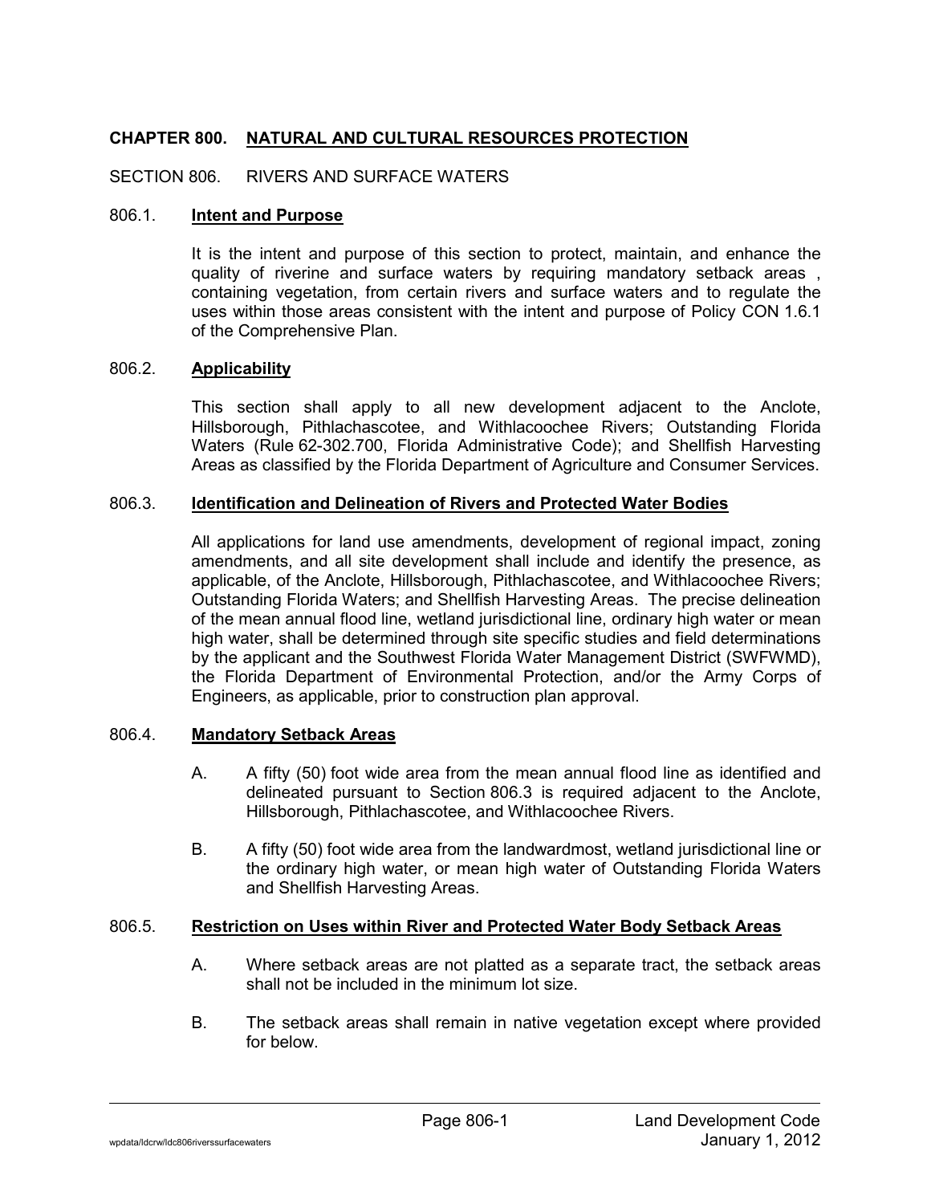# CHAPTER 800. NATURAL AND CULTURAL RESOURCES PROTECTION

## SECTION 806. RIVERS AND SURFACE WATERS

### 806.1. Intent and Purpose

It is the intent and purpose of this section to protect, maintain, and enhance the quality of riverine and surface waters by requiring mandatory setback areas , containing vegetation, from certain rivers and surface waters and to regulate the uses within those areas consistent with the intent and purpose of Policy CON 1.6.1 of the Comprehensive Plan.

### 806.2. Applicability

This section shall apply to all new development adjacent to the Anclote, Hillsborough, Pithlachascotee, and Withlacoochee Rivers; Outstanding Florida Waters (Rule 62-302.700, Florida Administrative Code); and Shellfish Harvesting Areas as classified by the Florida Department of Agriculture and Consumer Services.

### 806.3. Identification and Delineation of Rivers and Protected Water Bodies

All applications for land use amendments, development of regional impact, zoning amendments, and all site development shall include and identify the presence, as applicable, of the Anclote, Hillsborough, Pithlachascotee, and Withlacoochee Rivers; Outstanding Florida Waters; and Shellfish Harvesting Areas. The precise delineation of the mean annual flood line, wetland jurisdictional line, ordinary high water or mean high water, shall be determined through site specific studies and field determinations by the applicant and the Southwest Florida Water Management District (SWFWMD), the Florida Department of Environmental Protection, and/or the Army Corps of Engineers, as applicable, prior to construction plan approval.

### 806.4. Mandatory Setback Areas

A. A fifty (50) foot wide area from the mean annual flood line as identified and delineated pursuant to Section 806.3 is required adjacent to the Anclote, Hillsborough, Pithlachascotee, and Withlacoochee Rivers.

B. A fifty (50) foot wide area from the landwardmost, wetland jurisdictional line or the ordinary high water, or mean high water of Outstanding Florida Waters and Shellfish Harvesting Areas.

### 806.5. Restriction on Uses within River and Protected Water Body Setback Areas

A. Where setback areas are not platted as a separate tract, the setback areas shall not be included in the minimum lot size.

B. The setback areas shall remain in native vegetation except where provided for below.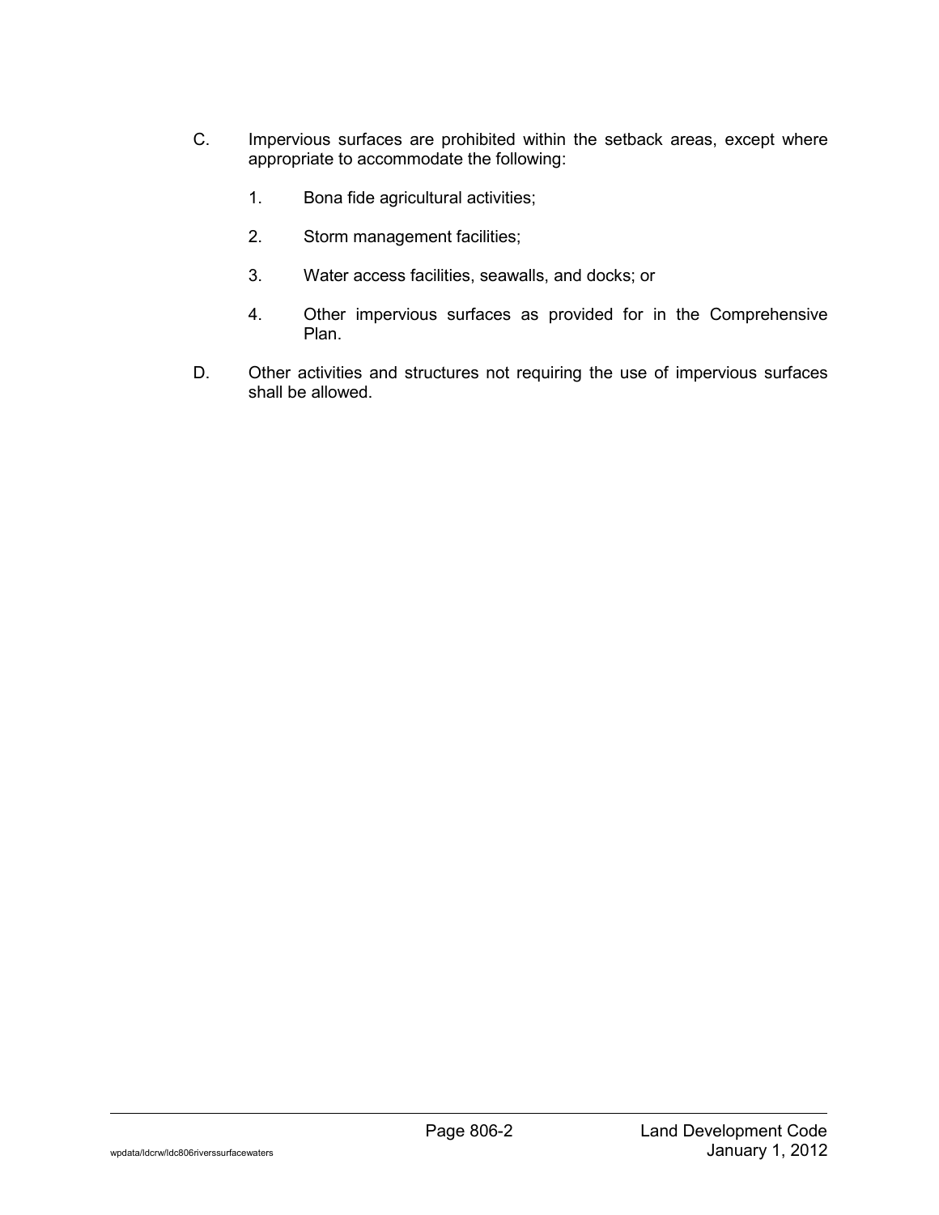C. Impervious surfaces are prohibited within the setback areas, except where appropriate to accommodate the following:

   1. Bona fide agricultural activities;

   2. Storm management facilities;

   3. Water access facilities, seawalls, and docks; or

   4. Other impervious surfaces as provided for in the Comprehensive Plan.

D. Other activities and structures not requiring the use of impervious surfaces shall be allowed.